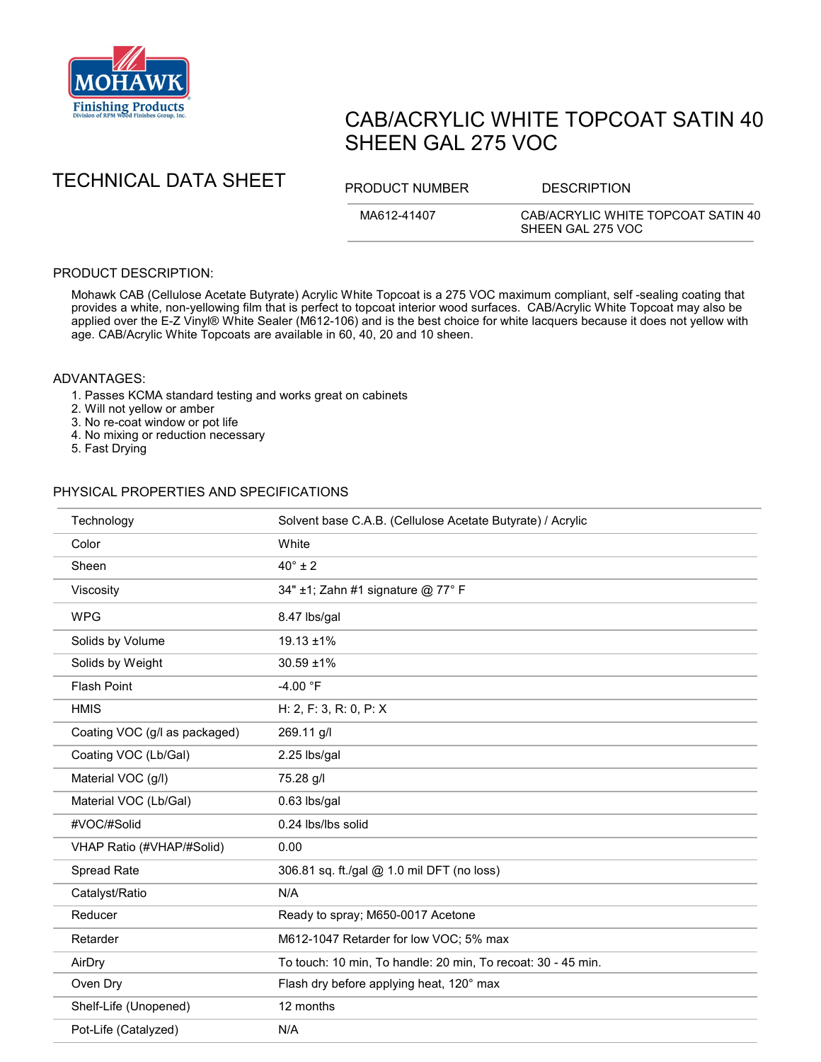# CAB/ACRYLIC WHITE TOPCOAT SATIN 40 SHEEN GAL 275 VOC

## TECHNICAL DATA SHEET

| PRODUCT NUMBER | DESCRIPTION |
|---|---|
| MA612-41407 | CAB/ACRYLIC WHITE TOPCOAT SATIN 40 SHEEN GAL 275 VOC |

### PRODUCT DESCRIPTION:

Mohawk CAB (Cellulose Acetate Butyrate) Acrylic White Topcoat is a 275 VOC maximum compliant, self -sealing coating that provides a white, non-yellowing film that is perfect to topcoat interior wood surfaces. CAB/Acrylic White Topcoat may also be applied over the E-Z Vinyl® White Sealer (M612-106) and is the best choice for white lacquers because it does not yellow with age. CAB/Acrylic White Topcoats are available in 60, 40, 20 and 10 sheen.

### ADVANTAGES:

1. Passes KCMA standard testing and works great on cabinets
2. Will not yellow or amber
3. No re-coat window or pot life
4. No mixing or reduction necessary
5. Fast Drying

### PHYSICAL PROPERTIES AND SPECIFICATIONS

| Property | Value |
|---|---|
| Technology | Solvent base C.A.B. (Cellulose Acetate Butyrate) / Acrylic |
| Color | White |
| Sheen | 40° ± 2 |
| Viscosity | 34" ±1; Zahn #1 signature @ 77° F |
| WPG | 8.47 lbs/gal |
| Solids by Volume | 19.13 ±1% |
| Solids by Weight | 30.59 ±1% |
| Flash Point | -4.00 °F |
| HMIS | H: 2, F: 3, R: 0, P: X |
| Coating VOC (g/l as packaged) | 269.11 g/l |
| Coating VOC (Lb/Gal) | 2.25 lbs/gal |
| Material VOC (g/l) | 75.28 g/l |
| Material VOC (Lb/Gal) | 0.63 lbs/gal |
| #VOC/#Solid | 0.24 lbs/lbs solid |
| VHAP Ratio (#VHAP/#Solid) | 0.00 |
| Spread Rate | 306.81 sq. ft./gal @ 1.0 mil DFT (no loss) |
| Catalyst/Ratio | N/A |
| Reducer | Ready to spray; M650-0017 Acetone |
| Retarder | M612-1047 Retarder for low VOC; 5% max |
| AirDry | To touch: 10 min, To handle: 20 min, To recoat: 30 - 45 min. |
| Oven Dry | Flash dry before applying heat, 120° max |
| Shelf-Life (Unopened) | 12 months |
| Pot-Life (Catalyzed) | N/A |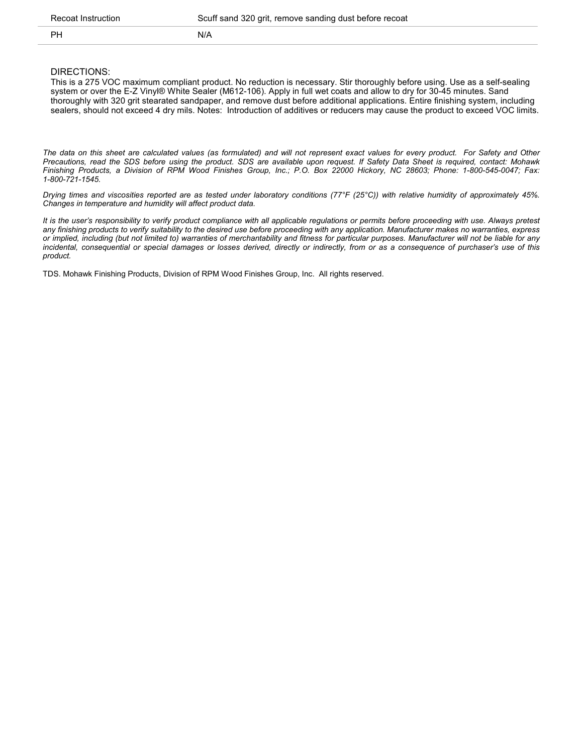| | |
|---|---|
| Recoat Instruction | Scuff sand 320 grit, remove sanding dust before recoat |
| PH | N/A |

DIRECTIONS:

This is a 275 VOC maximum compliant product. No reduction is necessary. Stir thoroughly before using. Use as a self-sealing system or over the E-Z Vinyl® White Sealer (M612-106). Apply in full wet coats and allow to dry for 30-45 minutes. Sand thoroughly with 320 grit stearated sandpaper, and remove dust before additional applications. Entire finishing system, including sealers, should not exceed 4 dry mils. Notes: Introduction of additives or reducers may cause the product to exceed VOC limits.

*The data on this sheet are calculated values (as formulated) and will not represent exact values for every product. For Safety and Other Precautions, read the SDS before using the product. SDS are available upon request. If Safety Data Sheet is required, contact: Mohawk Finishing Products, a Division of RPM Wood Finishes Group, Inc.; P.O. Box 22000 Hickory, NC 28603; Phone: 1-800-545-0047; Fax: 1-800-721-1545.*

*Drying times and viscosities reported are as tested under laboratory conditions (77°F (25°C)) with relative humidity of approximately 45%. Changes in temperature and humidity will affect product data.*

*It is the user's responsibility to verify product compliance with all applicable regulations or permits before proceeding with use. Always pretest any finishing products to verify suitability to the desired use before proceeding with any application. Manufacturer makes no warranties, express or implied, including (but not limited to) warranties of merchantability and fitness for particular purposes. Manufacturer will not be liable for any incidental, consequential or special damages or losses derived, directly or indirectly, from or as a consequence of purchaser's use of this product.*

TDS. Mohawk Finishing Products, Division of RPM Wood Finishes Group, Inc. All rights reserved.